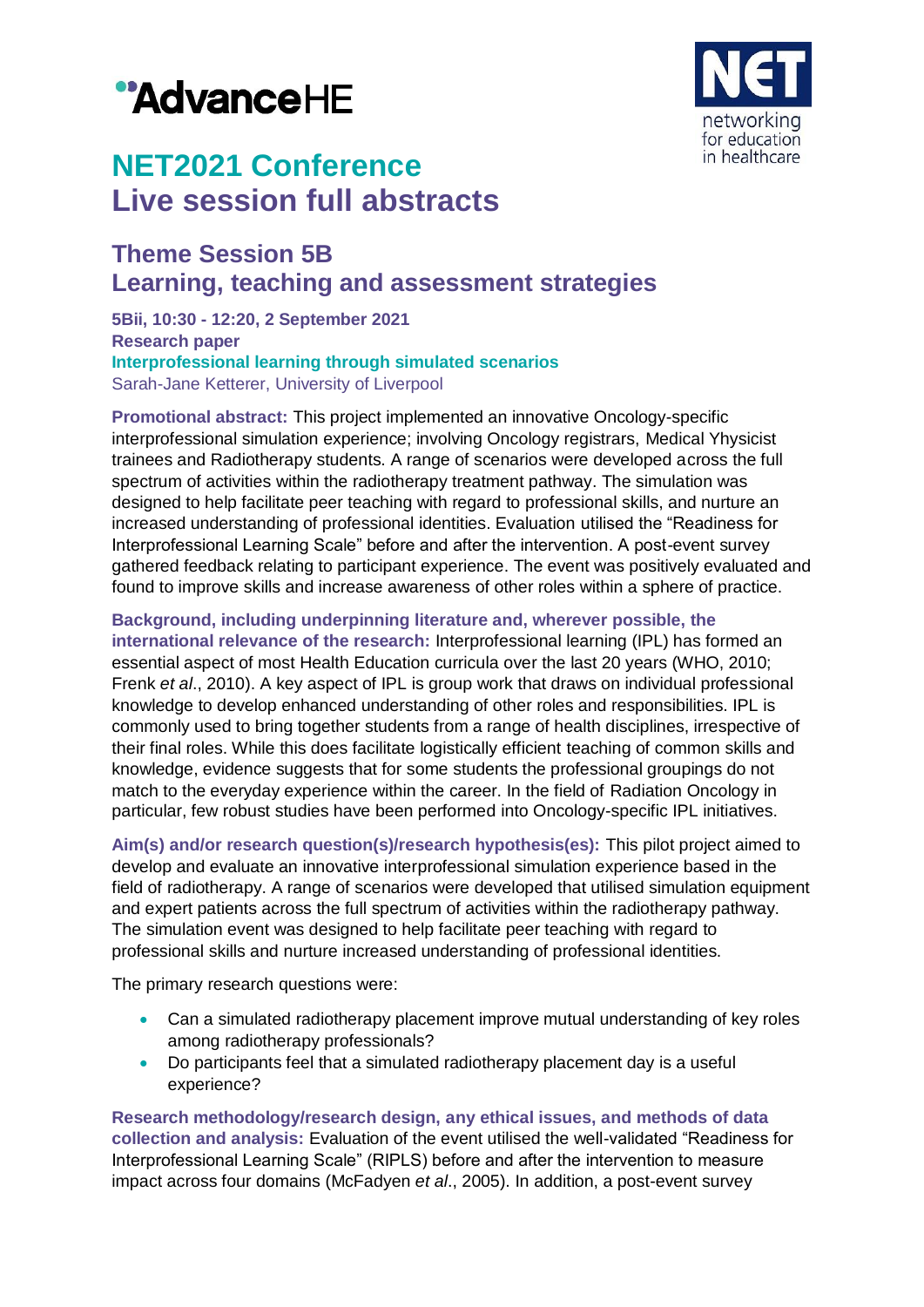AdvanceHE

NET networking for education in healthcare

# NET2021 Conference
# Live session full abstracts

## Theme Session 5B
## Learning, teaching and assessment strategies

**5Bii, 10:30 - 12:20, 2 September 2021**
**Research paper**
**Interprofessional learning through simulated scenarios**
Sarah-Jane Ketterer, University of Liverpool

**Promotional abstract:** This project implemented an innovative Oncology-specific interprofessional simulation experience; involving Oncology registrars, Medical Yhysicist trainees and Radiotherapy students. A range of scenarios were developed across the full spectrum of activities within the radiotherapy treatment pathway. The simulation was designed to help facilitate peer teaching with regard to professional skills, and nurture an increased understanding of professional identities. Evaluation utilised the "Readiness for Interprofessional Learning Scale" before and after the intervention. A post-event survey gathered feedback relating to participant experience. The event was positively evaluated and found to improve skills and increase awareness of other roles within a sphere of practice.

**Background, including underpinning literature and, wherever possible, the international relevance of the research:** Interprofessional learning (IPL) has formed an essential aspect of most Health Education curricula over the last 20 years (WHO, 2010; Frenk *et al*., 2010). A key aspect of IPL is group work that draws on individual professional knowledge to develop enhanced understanding of other roles and responsibilities. IPL is commonly used to bring together students from a range of health disciplines, irrespective of their final roles. While this does facilitate logistically efficient teaching of common skills and knowledge, evidence suggests that for some students the professional groupings do not match to the everyday experience within the career. In the field of Radiation Oncology in particular, few robust studies have been performed into Oncology-specific IPL initiatives.

**Aim(s) and/or research question(s)/research hypothesis(es):** This pilot project aimed to develop and evaluate an innovative interprofessional simulation experience based in the field of radiotherapy. A range of scenarios were developed that utilised simulation equipment and expert patients across the full spectrum of activities within the radiotherapy pathway. The simulation event was designed to help facilitate peer teaching with regard to professional skills and nurture increased understanding of professional identities.

The primary research questions were:

- Can a simulated radiotherapy placement improve mutual understanding of key roles among radiotherapy professionals?
- Do participants feel that a simulated radiotherapy placement day is a useful experience?

**Research methodology/research design, any ethical issues, and methods of data collection and analysis:** Evaluation of the event utilised the well-validated "Readiness for Interprofessional Learning Scale" (RIPLS) before and after the intervention to measure impact across four domains (McFadyen *et al*., 2005). In addition, a post-event survey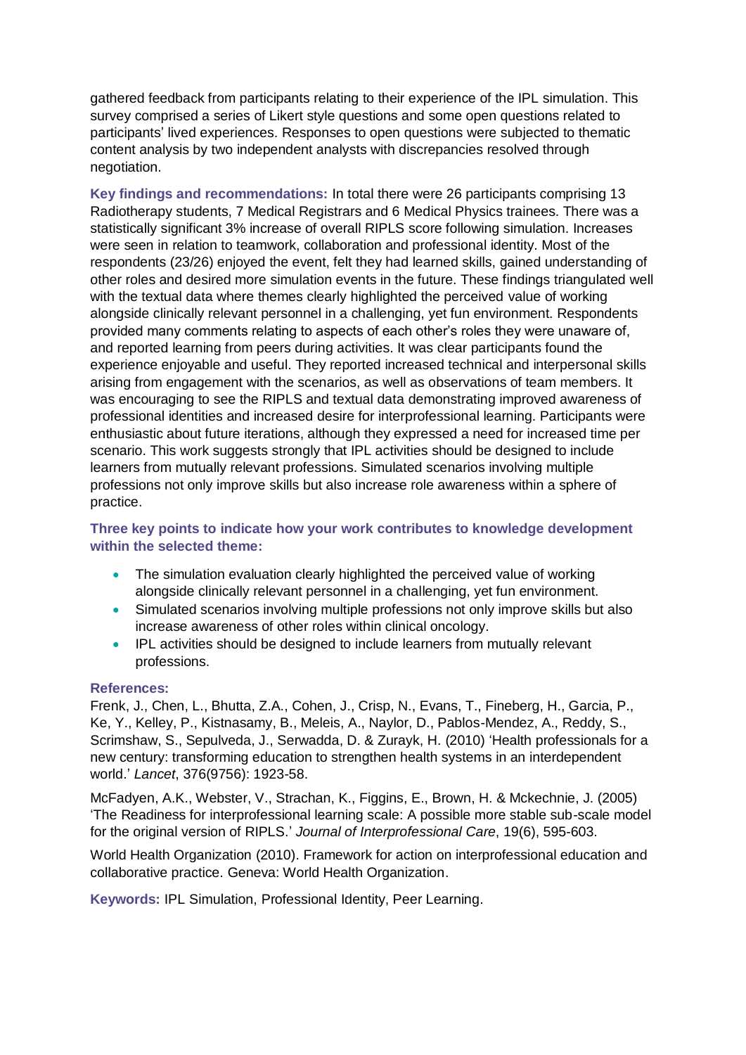gathered feedback from participants relating to their experience of the IPL simulation. This survey comprised a series of Likert style questions and some open questions related to participants' lived experiences. Responses to open questions were subjected to thematic content analysis by two independent analysts with discrepancies resolved through negotiation.

**Key findings and recommendations:** In total there were 26 participants comprising 13 Radiotherapy students, 7 Medical Registrars and 6 Medical Physics trainees. There was a statistically significant 3% increase of overall RIPLS score following simulation. Increases were seen in relation to teamwork, collaboration and professional identity. Most of the respondents (23/26) enjoyed the event, felt they had learned skills, gained understanding of other roles and desired more simulation events in the future. These findings triangulated well with the textual data where themes clearly highlighted the perceived value of working alongside clinically relevant personnel in a challenging, yet fun environment. Respondents provided many comments relating to aspects of each other's roles they were unaware of, and reported learning from peers during activities. It was clear participants found the experience enjoyable and useful. They reported increased technical and interpersonal skills arising from engagement with the scenarios, as well as observations of team members. It was encouraging to see the RIPLS and textual data demonstrating improved awareness of professional identities and increased desire for interprofessional learning. Participants were enthusiastic about future iterations, although they expressed a need for increased time per scenario. This work suggests strongly that IPL activities should be designed to include learners from mutually relevant professions. Simulated scenarios involving multiple professions not only improve skills but also increase role awareness within a sphere of practice.

**Three key points to indicate how your work contributes to knowledge development within the selected theme:**

- The simulation evaluation clearly highlighted the perceived value of working alongside clinically relevant personnel in a challenging, yet fun environment.
- Simulated scenarios involving multiple professions not only improve skills but also increase awareness of other roles within clinical oncology.
- IPL activities should be designed to include learners from mutually relevant professions.

**References:**

Frenk, J., Chen, L., Bhutta, Z.A., Cohen, J., Crisp, N., Evans, T., Fineberg, H., Garcia, P., Ke, Y., Kelley, P., Kistnasamy, B., Meleis, A., Naylor, D., Pablos-Mendez, A., Reddy, S., Scrimshaw, S., Sepulveda, J., Serwadda, D. & Zurayk, H. (2010) 'Health professionals for a new century: transforming education to strengthen health systems in an interdependent world.' *Lancet*, 376(9756): 1923-58.

McFadyen, A.K., Webster, V., Strachan, K., Figgins, E., Brown, H. & Mckechnie, J. (2005) 'The Readiness for interprofessional learning scale: A possible more stable sub-scale model for the original version of RIPLS.' *Journal of Interprofessional Care*, 19(6), 595-603.

World Health Organization (2010). Framework for action on interprofessional education and collaborative practice. Geneva: World Health Organization.

**Keywords:** IPL Simulation, Professional Identity, Peer Learning.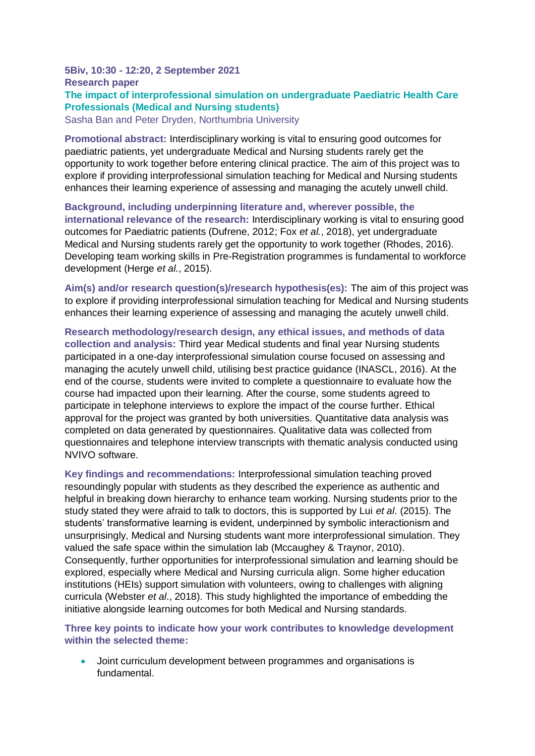**5Biv, 10:30 - 12:20, 2 September 2021**
**Research paper**

## The impact of interprofessional simulation on undergraduate Paediatric Health Care Professionals (Medical and Nursing students)

Sasha Ban and Peter Dryden, Northumbria University

**Promotional abstract:** Interdisciplinary working is vital to ensuring good outcomes for paediatric patients, yet undergraduate Medical and Nursing students rarely get the opportunity to work together before entering clinical practice. The aim of this project was to explore if providing interprofessional simulation teaching for Medical and Nursing students enhances their learning experience of assessing and managing the acutely unwell child.

**Background, including underpinning literature and, wherever possible, the international relevance of the research:** Interdisciplinary working is vital to ensuring good outcomes for Paediatric patients (Dufrene, 2012; Fox *et al.*, 2018), yet undergraduate Medical and Nursing students rarely get the opportunity to work together (Rhodes, 2016). Developing team working skills in Pre-Registration programmes is fundamental to workforce development (Herge *et al.*, 2015).

**Aim(s) and/or research question(s)/research hypothesis(es):** The aim of this project was to explore if providing interprofessional simulation teaching for Medical and Nursing students enhances their learning experience of assessing and managing the acutely unwell child.

**Research methodology/research design, any ethical issues, and methods of data collection and analysis:** Third year Medical students and final year Nursing students participated in a one-day interprofessional simulation course focused on assessing and managing the acutely unwell child, utilising best practice guidance (INASCL, 2016). At the end of the course, students were invited to complete a questionnaire to evaluate how the course had impacted upon their learning. After the course, some students agreed to participate in telephone interviews to explore the impact of the course further. Ethical approval for the project was granted by both universities. Quantitative data analysis was completed on data generated by questionnaires. Qualitative data was collected from questionnaires and telephone interview transcripts with thematic analysis conducted using NVIVO software.

**Key findings and recommendations:** Interprofessional simulation teaching proved resoundingly popular with students as they described the experience as authentic and helpful in breaking down hierarchy to enhance team working. Nursing students prior to the study stated they were afraid to talk to doctors, this is supported by Lui *et al*. (2015). The students' transformative learning is evident, underpinned by symbolic interactionism and unsurprisingly, Medical and Nursing students want more interprofessional simulation. They valued the safe space within the simulation lab (Mccaughey & Traynor, 2010). Consequently, further opportunities for interprofessional simulation and learning should be explored, especially where Medical and Nursing curricula align. Some higher education institutions (HEIs) support simulation with volunteers, owing to challenges with aligning curricula (Webster *et al*., 2018). This study highlighted the importance of embedding the initiative alongside learning outcomes for both Medical and Nursing standards.

**Three key points to indicate how your work contributes to knowledge development within the selected theme:**

- Joint curriculum development between programmes and organisations is fundamental.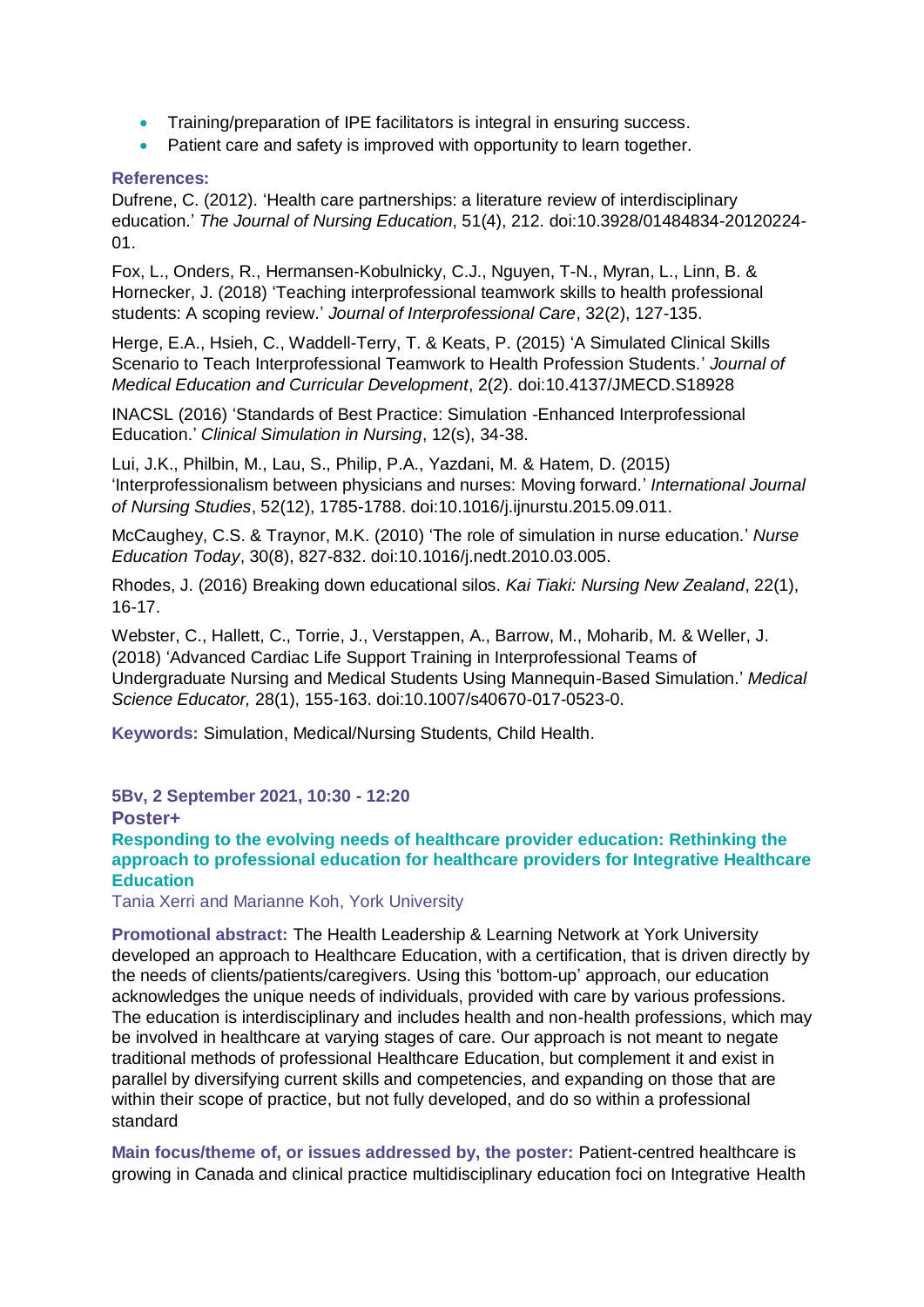- Training/preparation of IPE facilitators is integral in ensuring success.
- Patient care and safety is improved with opportunity to learn together.

**References:**

Dufrene, C. (2012). 'Health care partnerships: a literature review of interdisciplinary education.' *The Journal of Nursing Education*, 51(4), 212. doi:10.3928/01484834-20120224-01.

Fox, L., Onders, R., Hermansen-Kobulnicky, C.J., Nguyen, T-N., Myran, L., Linn, B. & Hornecker, J. (2018) 'Teaching interprofessional teamwork skills to health professional students: A scoping review.' *Journal of Interprofessional Care*, 32(2), 127-135.

Herge, E.A., Hsieh, C., Waddell-Terry, T. & Keats, P. (2015) 'A Simulated Clinical Skills Scenario to Teach Interprofessional Teamwork to Health Profession Students.' *Journal of Medical Education and Curricular Development*, 2(2). doi:10.4137/JMECD.S18928

INACSL (2016) 'Standards of Best Practice: Simulation -Enhanced Interprofessional Education.' *Clinical Simulation in Nursing*, 12(s), 34-38.

Lui, J.K., Philbin, M., Lau, S., Philip, P.A., Yazdani, M. & Hatem, D. (2015) 'Interprofessionalism between physicians and nurses: Moving forward.' *International Journal of Nursing Studies*, 52(12), 1785-1788. doi:10.1016/j.ijnurstu.2015.09.011.

McCaughey, C.S. & Traynor, M.K. (2010) 'The role of simulation in nurse education.' *Nurse Education Today*, 30(8), 827-832. doi:10.1016/j.nedt.2010.03.005.

Rhodes, J. (2016) Breaking down educational silos. *Kai Tiaki: Nursing New Zealand*, 22(1), 16-17.

Webster, C., Hallett, C., Torrie, J., Verstappen, A., Barrow, M., Moharib, M. & Weller, J. (2018) 'Advanced Cardiac Life Support Training in Interprofessional Teams of Undergraduate Nursing and Medical Students Using Mannequin-Based Simulation.' *Medical Science Educator,* 28(1), 155-163. doi:10.1007/s40670-017-0523-0.

**Keywords:** Simulation, Medical/Nursing Students, Child Health.

**5Bv, 2 September 2021, 10:30 - 12:20**

**Poster+**

## Responding to the evolving needs of healthcare provider education: Rethinking the approach to professional education for healthcare providers for Integrative Healthcare Education

Tania Xerri and Marianne Koh, York University

**Promotional abstract:** The Health Leadership & Learning Network at York University developed an approach to Healthcare Education, with a certification, that is driven directly by the needs of clients/patients/caregivers. Using this 'bottom-up' approach, our education acknowledges the unique needs of individuals, provided with care by various professions. The education is interdisciplinary and includes health and non-health professions, which may be involved in healthcare at varying stages of care. Our approach is not meant to negate traditional methods of professional Healthcare Education, but complement it and exist in parallel by diversifying current skills and competencies, and expanding on those that are within their scope of practice, but not fully developed, and do so within a professional standard

**Main focus/theme of, or issues addressed by, the poster:** Patient-centred healthcare is growing in Canada and clinical practice multidisciplinary education foci on Integrative Health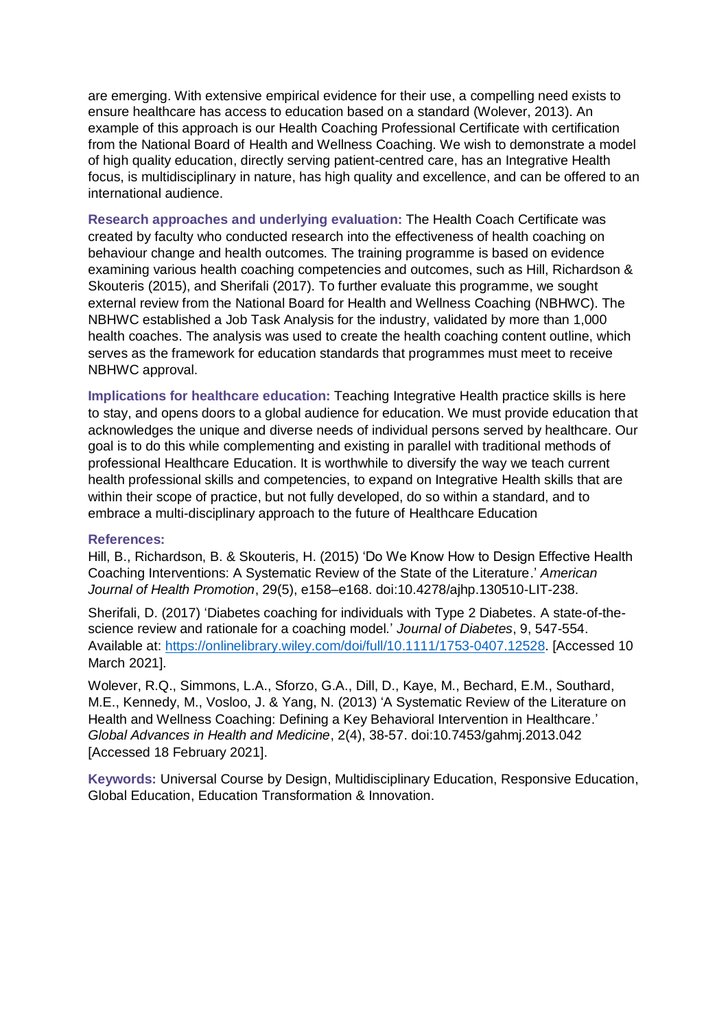are emerging. With extensive empirical evidence for their use, a compelling need exists to ensure healthcare has access to education based on a standard (Wolever, 2013). An example of this approach is our Health Coaching Professional Certificate with certification from the National Board of Health and Wellness Coaching. We wish to demonstrate a model of high quality education, directly serving patient-centred care, has an Integrative Health focus, is multidisciplinary in nature, has high quality and excellence, and can be offered to an international audience.

**Research approaches and underlying evaluation:** The Health Coach Certificate was created by faculty who conducted research into the effectiveness of health coaching on behaviour change and health outcomes. The training programme is based on evidence examining various health coaching competencies and outcomes, such as Hill, Richardson & Skouteris (2015), and Sherifali (2017). To further evaluate this programme, we sought external review from the National Board for Health and Wellness Coaching (NBHWC). The NBHWC established a Job Task Analysis for the industry, validated by more than 1,000 health coaches. The analysis was used to create the health coaching content outline, which serves as the framework for education standards that programmes must meet to receive NBHWC approval.

**Implications for healthcare education:** Teaching Integrative Health practice skills is here to stay, and opens doors to a global audience for education. We must provide education that acknowledges the unique and diverse needs of individual persons served by healthcare. Our goal is to do this while complementing and existing in parallel with traditional methods of professional Healthcare Education. It is worthwhile to diversify the way we teach current health professional skills and competencies, to expand on Integrative Health skills that are within their scope of practice, but not fully developed, do so within a standard, and to embrace a multi-disciplinary approach to the future of Healthcare Education

**References:**

Hill, B., Richardson, B. & Skouteris, H. (2015) 'Do We Know How to Design Effective Health Coaching Interventions: A Systematic Review of the State of the Literature.' *American Journal of Health Promotion*, 29(5), e158–e168. doi:10.4278/ajhp.130510-LIT-238.

Sherifali, D. (2017) 'Diabetes coaching for individuals with Type 2 Diabetes. A state-of-the-science review and rationale for a coaching model.' *Journal of Diabetes*, 9, 547-554. Available at: https://onlinelibrary.wiley.com/doi/full/10.1111/1753-0407.12528. [Accessed 10 March 2021].

Wolever, R.Q., Simmons, L.A., Sforzo, G.A., Dill, D., Kaye, M., Bechard, E.M., Southard, M.E., Kennedy, M., Vosloo, J. & Yang, N. (2013) 'A Systematic Review of the Literature on Health and Wellness Coaching: Defining a Key Behavioral Intervention in Healthcare.' *Global Advances in Health and Medicine*, 2(4), 38-57. doi:10.7453/gahmj.2013.042 [Accessed 18 February 2021].

**Keywords:** Universal Course by Design, Multidisciplinary Education, Responsive Education, Global Education, Education Transformation & Innovation.